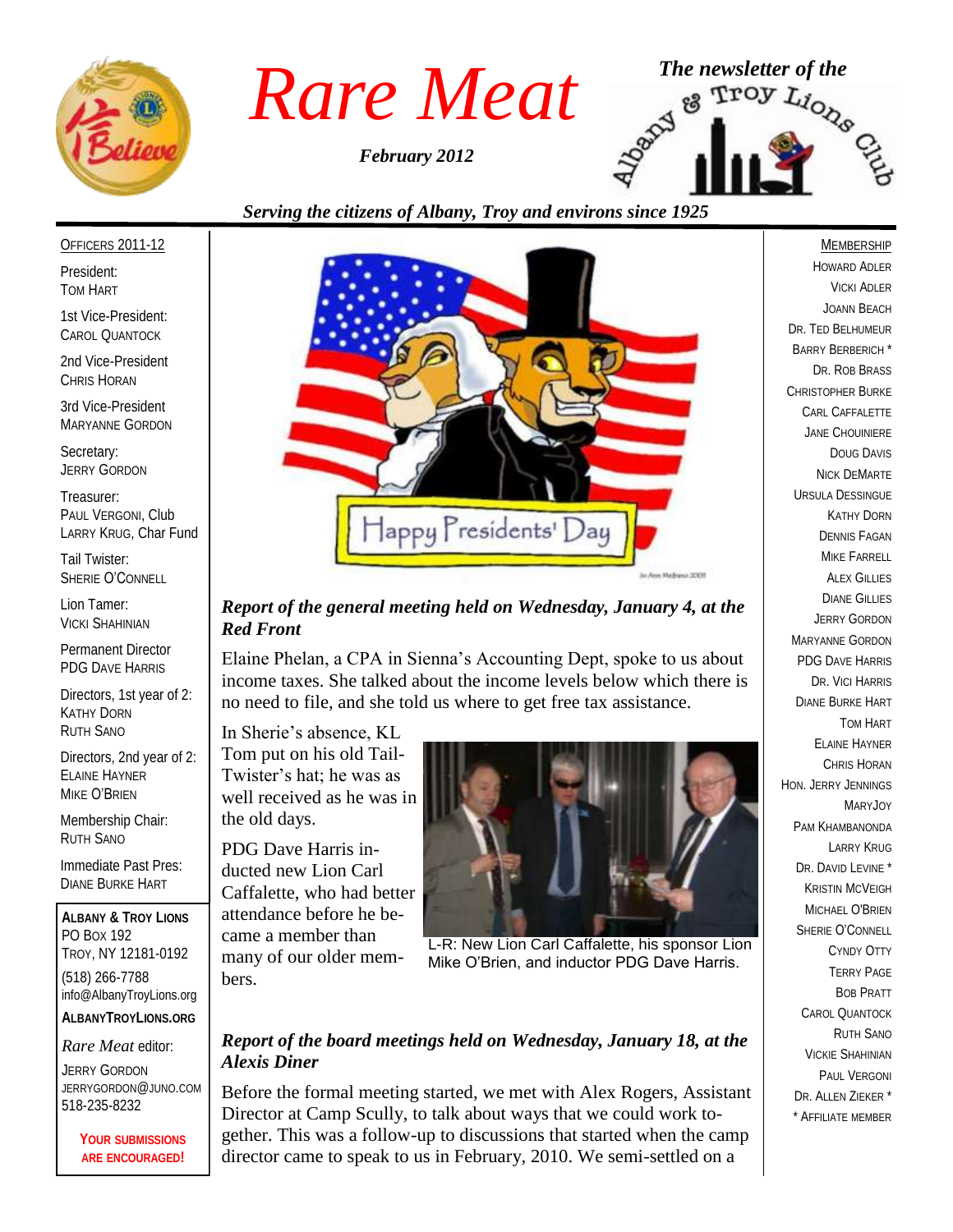# Rare Meat

*February 2012*

*The newsletter of the* Albany & Troy Lions Club

*Serving the citizens of Albany, Troy and environs since 1925*

OFFICERS 2011-12

President:
TOM HART

1st Vice-President:
CAROL QUANTOCK

2nd Vice-President
CHRIS HORAN

3rd Vice-President
MARYANNE GORDON

Secretary:
JERRY GORDON

Treasurer:
PAUL VERGONI, Club
LARRY KRUG, Char Fund

Tail Twister:
SHERIE O'CONNELL

Lion Tamer:
VICKI SHAHINIAN

Permanent Director
PDG DAVE HARRIS

Directors, 1st year of 2:
KATHY DORN
RUTH SANO

Directors, 2nd year of 2:
ELAINE HAYNER
MIKE O'BRIEN

Membership Chair:
RUTH SANO

Immediate Past Pres:
DIANE BURKE HART

**ALBANY & TROY LIONS**
PO BOX 192
TROY, NY 12181-0192
(518) 266-7788
info@AlbanyTroyLions.org
**ALBANYTROYLIONS.ORG**

*Rare Meat* editor:
JERRY GORDON
JERRYGORDON@JUNO.COM
518-235-8232

**YOUR SUBMISSIONS ARE ENCOURAGED!**

Happy Presidents' Day

## *Report of the general meeting held on Wednesday, January 4, at the Red Front*

Elaine Phelan, a CPA in Sienna's Accounting Dept, spoke to us about income taxes. She talked about the income levels below which there is no need to file, and she told us where to get free tax assistance.

In Sherie's absence, KL Tom put on his old Tail-Twister's hat; he was as well received as he was in the old days.

PDG Dave Harris inducted new Lion Carl Caffalette, who had better attendance before he became a member than many of our older members.

L-R: New Lion Carl Caffalette, his sponsor Lion Mike O'Brien, and inductor PDG Dave Harris.

## *Report of the board meetings held on Wednesday, January 18, at the Alexis Diner*

Before the formal meeting started, we met with Alex Rogers, Assistant Director at Camp Scully, to talk about ways that we could work together. This was a follow-up to discussions that started when the camp director came to speak to us in February, 2010. We semi-settled on a

MEMBERSHIP

HOWARD ADLER
VICKI ADLER
JOANN BEACH
DR. TED BELHUMEUR
BARRY BERBERICH *
DR. ROB BRASS
CHRISTOPHER BURKE
CARL CAFFALETTE
JANE CHOUINIERE
DOUG DAVIS
NICK DEMARTE
URSULA DESSINGUE
KATHY DORN
DENNIS FAGAN
MIKE FARRELL
ALEX GILLIES
DIANE GILLIES
JERRY GORDON
MARYANNE GORDON
PDG DAVE HARRIS
DR. VICI HARRIS
DIANE BURKE HART
TOM HART
ELAINE HAYNER
CHRIS HORAN
HON. JERRY JENNINGS
MARYJOY
PAM KHAMBANONDA
LARRY KRUG
DR. DAVID LEVINE *
KRISTIN MCVEIGH
MICHAEL O'BRIEN
SHERIE O'CONNELL
CYNDY OTTY
TERRY PAGE
BOB PRATT
CAROL QUANTOCK
RUTH SANO
VICKIE SHAHINIAN
PAUL VERGONI
DR. ALLEN ZIEKER *
* AFFILIATE MEMBER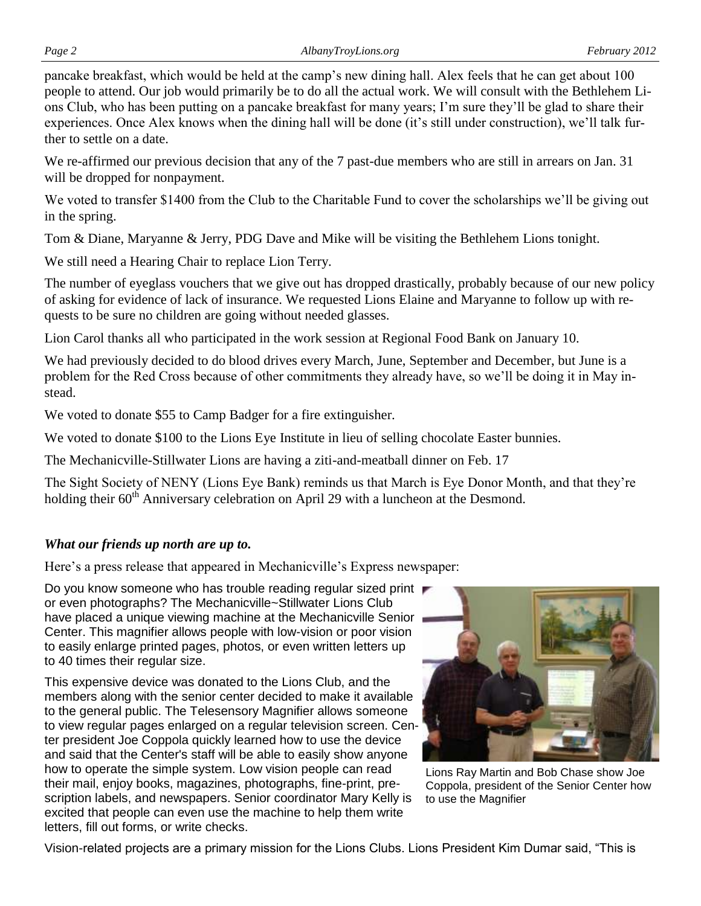pancake breakfast, which would be held at the camp's new dining hall. Alex feels that he can get about 100 people to attend. Our job would primarily be to do all the actual work. We will consult with the Bethlehem Lions Club, who has been putting on a pancake breakfast for many years; I'm sure they'll be glad to share their experiences. Once Alex knows when the dining hall will be done (it's still under construction), we'll talk further to settle on a date.

We re-affirmed our previous decision that any of the 7 past-due members who are still in arrears on Jan. 31 will be dropped for nonpayment.

We voted to transfer $1400 from the Club to the Charitable Fund to cover the scholarships we'll be giving out in the spring.

Tom & Diane, Maryanne & Jerry, PDG Dave and Mike will be visiting the Bethlehem Lions tonight.

We still need a Hearing Chair to replace Lion Terry.

The number of eyeglass vouchers that we give out has dropped drastically, probably because of our new policy of asking for evidence of lack of insurance. We requested Lions Elaine and Maryanne to follow up with requests to be sure no children are going without needed glasses.

Lion Carol thanks all who participated in the work session at Regional Food Bank on January 10.

We had previously decided to do blood drives every March, June, September and December, but June is a problem for the Red Cross because of other commitments they already have, so we'll be doing it in May instead.

We voted to donate $55 to Camp Badger for a fire extinguisher.

We voted to donate $100 to the Lions Eye Institute in lieu of selling chocolate Easter bunnies.

The Mechanicville-Stillwater Lions are having a ziti-and-meatball dinner on Feb. 17

The Sight Society of NENY (Lions Eye Bank) reminds us that March is Eye Donor Month, and that they're holding their 60th Anniversary celebration on April 29 with a luncheon at the Desmond.

***What our friends up north are up to.***

Here's a press release that appeared in Mechanicville's Express newspaper:

Do you know someone who has trouble reading regular sized print or even photographs? The Mechanicville~Stillwater Lions Club have placed a unique viewing machine at the Mechanicville Senior Center. This magnifier allows people with low-vision or poor vision to easily enlarge printed pages, photos, or even written letters up to 40 times their regular size.

This expensive device was donated to the Lions Club, and the members along with the senior center decided to make it available to the general public. The Telesensory Magnifier allows someone to view regular pages enlarged on a regular television screen. Center president Joe Coppola quickly learned how to use the device and said that the Center's staff will be able to easily show anyone how to operate the simple system. Low vision people can read their mail, enjoy books, magazines, photographs, fine-print, prescription labels, and newspapers. Senior coordinator Mary Kelly is excited that people can even use the machine to help them write letters, fill out forms, or write checks.

Lions Ray Martin and Bob Chase show Joe Coppola, president of the Senior Center how to use the Magnifier

Vision-related projects are a primary mission for the Lions Clubs. Lions President Kim Dumar said, "This is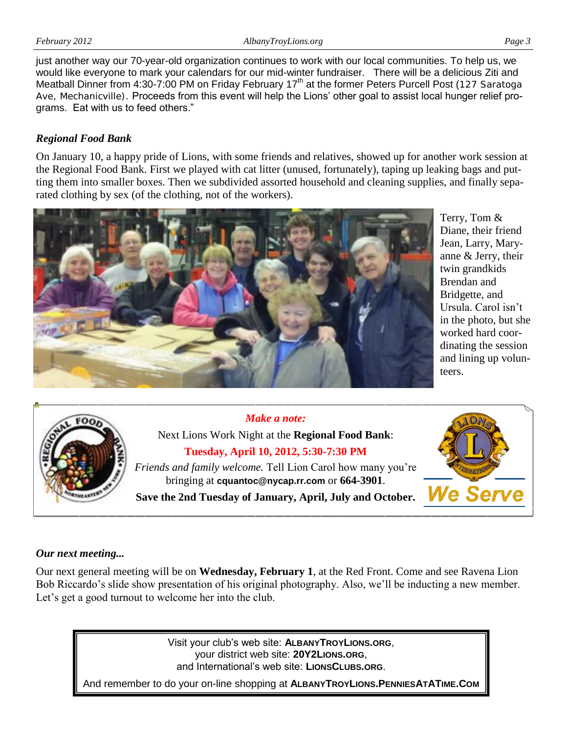just another way our 70-year-old organization continues to work with our local communities. To help us, we would like everyone to mark your calendars for our mid-winter fundraiser. There will be a delicious Ziti and Meatball Dinner from 4:30-7:00 PM on Friday February 17th at the former Peters Purcell Post (127 Saratoga Ave, Mechanicville). Proceeds from this event will help the Lions' other goal to assist local hunger relief programs. Eat with us to feed others."

### *Regional Food Bank*

On January 10, a happy pride of Lions, with some friends and relatives, showed up for another work session at the Regional Food Bank. First we played with cat litter (unused, fortunately), taping up leaking bags and putting them into smaller boxes. Then we subdivided assorted household and cleaning supplies, and finally separated clothing by sex (of the clothing, not of the workers).

Terry, Tom & Diane, their friend Jean, Larry, Maryanne & Jerry, their twin grandkids Brendan and Bridgette, and Ursula. Carol isn't in the photo, but she worked hard coordinating the session and lining up volunteers.

*Make a note:*

Next Lions Work Night at the **Regional Food Bank**:

**Tuesday, April 10, 2012, 5:30-7:30 PM**

*Friends and family welcome.* Tell Lion Carol how many you're bringing at **cquantoc@nycap.rr.com** or **664-3901**.

**Save the 2nd Tuesday of January, April, July and October.**

We Serve

### *Our next meeting...*

Our next general meeting will be on **Wednesday, February 1**, at the Red Front. Come and see Ravena Lion Bob Riccardo's slide show presentation of his original photography. Also, we'll be inducting a new member. Let's get a good turnout to welcome her into the club.

Visit your club's web site: **AlbanyTroyLions.org**,
your district web site: **20Y2Lions.org**,
and International's web site: **LionsClubs.org**.

And remember to do your on-line shopping at **AlbanyTroyLions.PenniesAtATime.Com**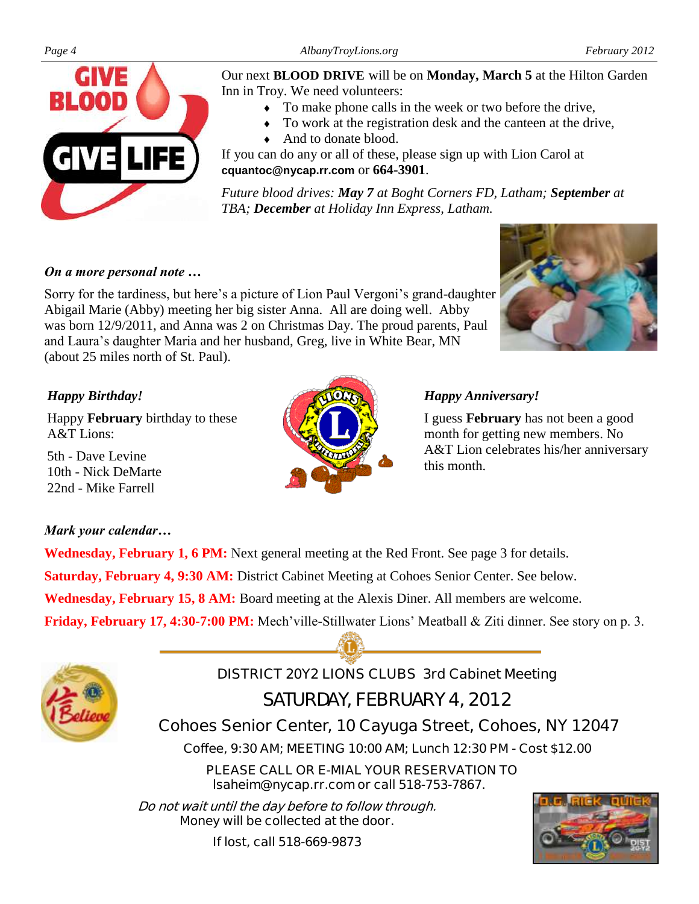Our next **BLOOD DRIVE** will be on **Monday, March 5** at the Hilton Garden Inn in Troy. We need volunteers:

- To make phone calls in the week or two before the drive,
- To work at the registration desk and the canteen at the drive,
- And to donate blood.

If you can do any or all of these, please sign up with Lion Carol at **cquantoc@nycap.rr.com** or **664-3901**.

*Future blood drives: **May 7** at Boght Corners FD, Latham; **September** at TBA; **December** at Holiday Inn Express, Latham.*

***On a more personal note …***

Sorry for the tardiness, but here's a picture of Lion Paul Vergoni's grand-daughter Abigail Marie (Abby) meeting her big sister Anna. All are doing well. Abby was born 12/9/2011, and Anna was 2 on Christmas Day. The proud parents, Paul and Laura's daughter Maria and her husband, Greg, live in White Bear, MN (about 25 miles north of St. Paul).

***Happy Birthday!***

Happy **February** birthday to these A&T Lions:

5th - Dave Levine
10th - Nick DeMarte
22nd - Mike Farrell

***Happy Anniversary!***

I guess **February** has not been a good month for getting new members. No A&T Lion celebrates his/her anniversary this month.

***Mark your calendar…***

**Wednesday, February 1, 6 PM:** Next general meeting at the Red Front. See page 3 for details.

**Saturday, February 4, 9:30 AM:** District Cabinet Meeting at Cohoes Senior Center. See below.

**Wednesday, February 15, 8 AM:** Board meeting at the Alexis Diner. All members are welcome.

**Friday, February 17, 4:30-7:00 PM:** Mech'ville-Stillwater Lions' Meatball & Ziti dinner. See story on p. 3.

DISTRICT 20Y2 LIONS CLUBS 3rd Cabinet Meeting

SATURDAY, FEBRUARY 4, 2012

Cohoes Senior Center, 10 Cayuga Street, Cohoes, NY 12047

Coffee, 9:30 AM; MEETING 10:00 AM; Lunch 12:30 PM - Cost $12.00

PLEASE CALL OR E-MIAL YOUR RESERVATION TO
lsaheim@nycap.rr.com or call 518-753-7867.

*Do not wait until the day before to follow through.*
Money will be collected at the door.

If lost, call 518-669-9873